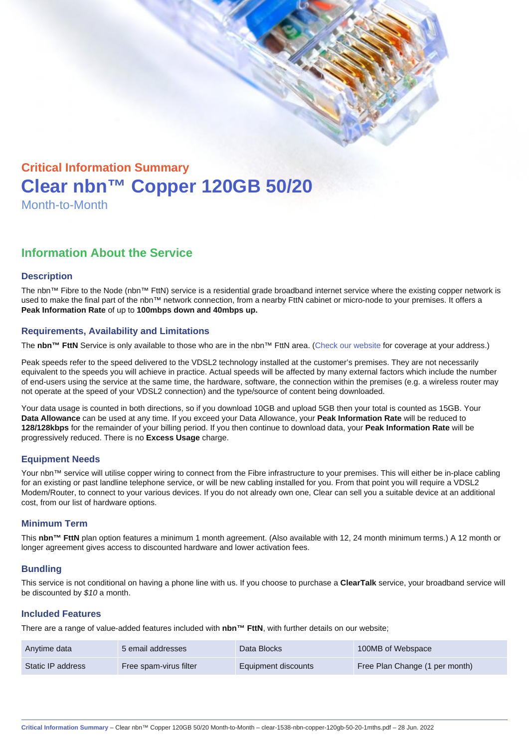## Critical Information Summary

# Clear nbn™ Copper 120GB 50/20

Month-to-Month

## Information About the Service

### Description

The nbn™ Fibre to the Node (nbn™ FttN) service is a residential grade broadband internet service where the existing copper network is used to make the final part of the nbn™ network connection, from a nearby FttN cabinet or micro-node to your premises. It offers a **Peak Information Rate** of up to **100mbps down and 40mbps up.**

### Requirements, Availability and Limitations

The **nbn™ FttN** Service is only available to those who are in the nbn™ FttN area. (Check our website for coverage at your address.)

Peak speeds refer to the speed delivered to the VDSL2 technology installed at the customer's premises. They are not necessarily equivalent to the speeds you will achieve in practice. Actual speeds will be affected by many external factors which include the number of end-users using the service at the same time, the hardware, software, the connection within the premises (e.g. a wireless router may not operate at the speed of your VDSL2 connection) and the type/source of content being downloaded.

Your data usage is counted in both directions, so if you download 10GB and upload 5GB then your total is counted as 15GB. Your **Data Allowance** can be used at any time. If you exceed your Data Allowance, your **Peak Information Rate** will be reduced to **128/128kbps** for the remainder of your billing period. If you then continue to download data, your **Peak Information Rate** will be progressively reduced. There is no **Excess Usage** charge.

### Equipment Needs

Your nbn™ service will utilise copper wiring to connect from the Fibre infrastructure to your premises. This will either be in-place cabling for an existing or past landline telephone service, or will be new cabling installed for you. From that point you will require a VDSL2 Modem/Router, to connect to your various devices. If you do not already own one, Clear can sell you a suitable device at an additional cost, from our list of hardware options.

### Minimum Term

This **nbn™ FttN** plan option features a minimum 1 month agreement. (Also available with 12, 24 month minimum terms.) A 12 month or longer agreement gives access to discounted hardware and lower activation fees.

### Bundling

This service is not conditional on having a phone line with us. If you choose to purchase a **ClearTalk** service, your broadband service will be discounted by *$10* a month.

### Included Features

There are a range of value-added features included with **nbn™ FttN**, with further details on our website;

| | | | |
|---|---|---|---|
| Anytime data | 5 email addresses | Data Blocks | 100MB of Webspace |
| Static IP address | Free spam-virus filter | Equipment discounts | Free Plan Change (1 per month) |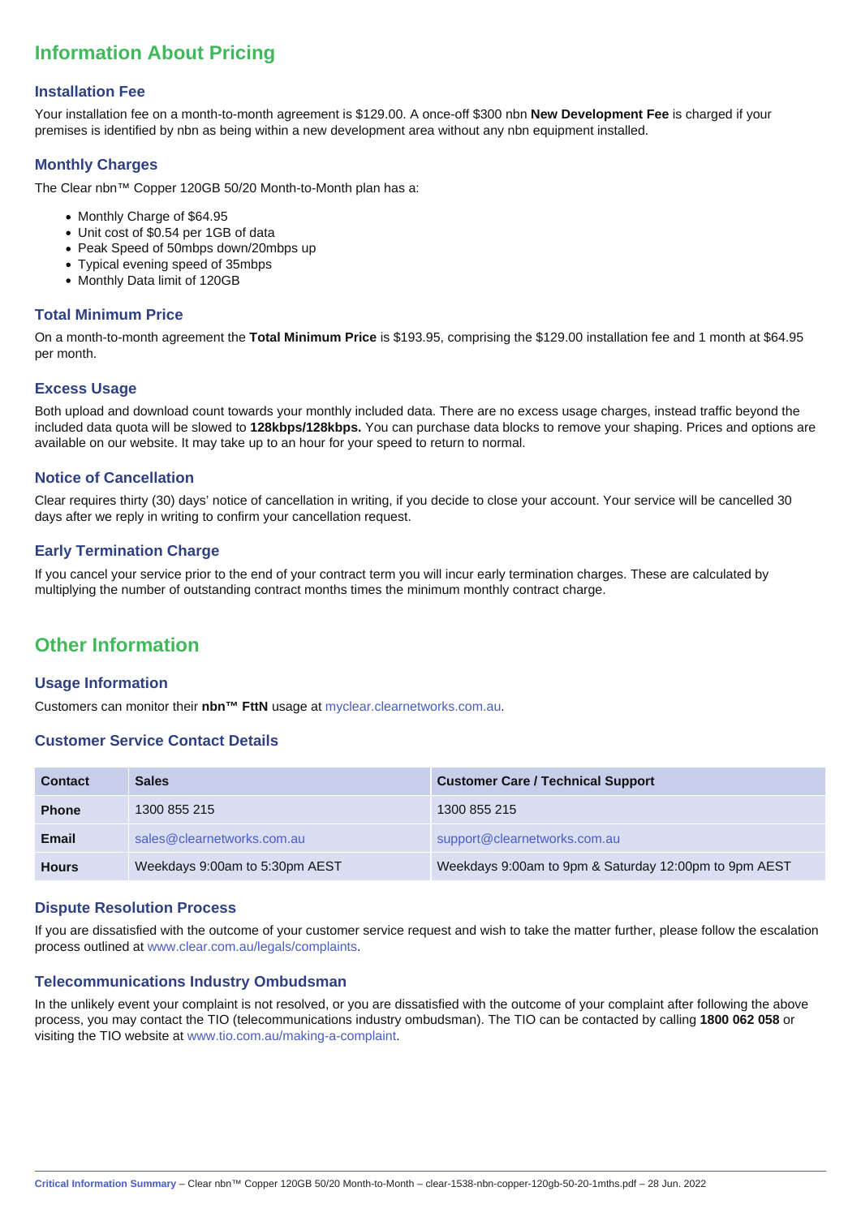# Information About Pricing

## Installation Fee

Your installation fee on a month-to-month agreement is $129.00. A once-off $300 nbn **New Development Fee** is charged if your premises is identified by nbn as being within a new development area without any nbn equipment installed.

## Monthly Charges

The Clear nbn™ Copper 120GB 50/20 Month-to-Month plan has a:

- Monthly Charge of $64.95
- Unit cost of $0.54 per 1GB of data
- Peak Speed of 50mbps down/20mbps up
- Typical evening speed of 35mbps
- Monthly Data limit of 120GB

## Total Minimum Price

On a month-to-month agreement the **Total Minimum Price** is $193.95, comprising the $129.00 installation fee and 1 month at $64.95 per month.

## Excess Usage

Both upload and download count towards your monthly included data. There are no excess usage charges, instead traffic beyond the included data quota will be slowed to **128kbps/128kbps.** You can purchase data blocks to remove your shaping. Prices and options are available on our website. It may take up to an hour for your speed to return to normal.

## Notice of Cancellation

Clear requires thirty (30) days' notice of cancellation in writing, if you decide to close your account. Your service will be cancelled 30 days after we reply in writing to confirm your cancellation request.

## Early Termination Charge

If you cancel your service prior to the end of your contract term you will incur early termination charges. These are calculated by multiplying the number of outstanding contract months times the minimum monthly contract charge.

# Other Information

## Usage Information

Customers can monitor their **nbn™ FttN** usage at myclear.clearnetworks.com.au.

## Customer Service Contact Details

| Contact | Sales | Customer Care / Technical Support |
|---|---|---|
| **Phone** | 1300 855 215 | 1300 855 215 |
| **Email** | sales@clearnetworks.com.au | support@clearnetworks.com.au |
| **Hours** | Weekdays 9:00am to 5:30pm AEST | Weekdays 9:00am to 9pm & Saturday 12:00pm to 9pm AEST |

## Dispute Resolution Process

If you are dissatisfied with the outcome of your customer service request and wish to take the matter further, please follow the escalation process outlined at www.clear.com.au/legals/complaints.

## Telecommunications Industry Ombudsman

In the unlikely event your complaint is not resolved, or you are dissatisfied with the outcome of your complaint after following the above process, you may contact the TIO (telecommunications industry ombudsman). The TIO can be contacted by calling **1800 062 058** or visiting the TIO website at www.tio.com.au/making-a-complaint.